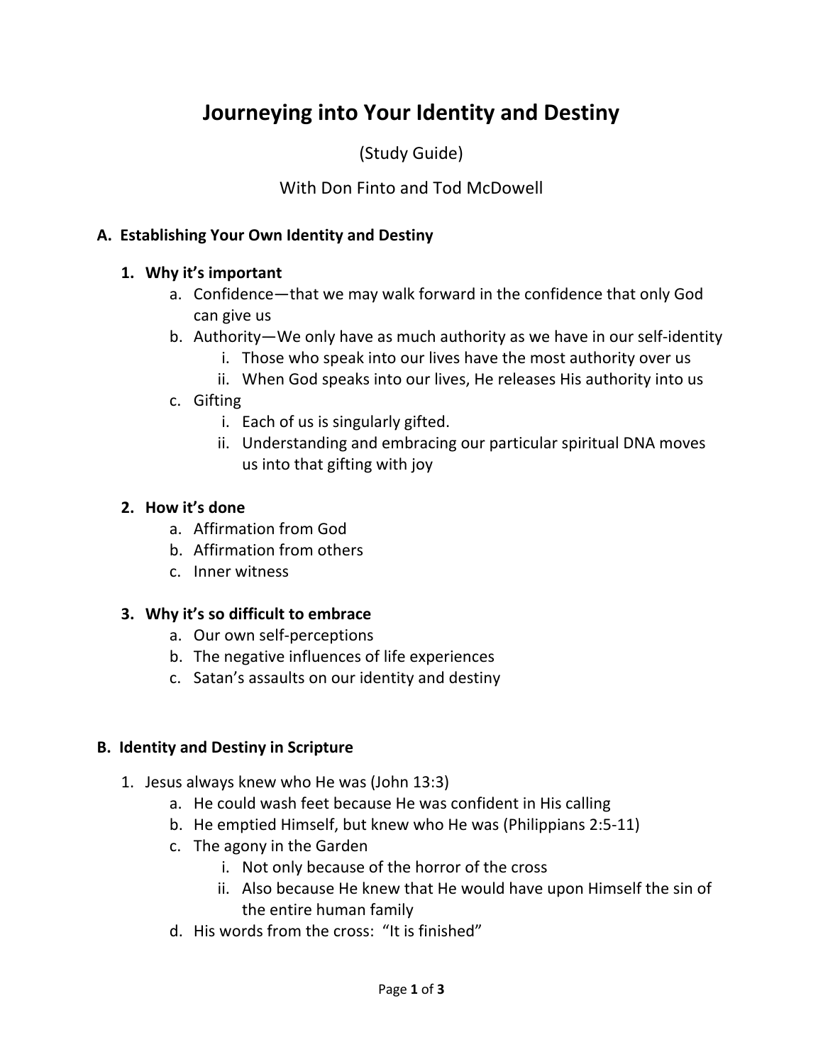# Journeying into Your Identity and Destiny

(Study Guide)

With Don Finto and Tod McDowell

## A. Establishing Your Own Identity and Destiny

### 1. Why it's important

a. Confidence—that we may walk forward in the confidence that only God can give us

b. Authority—We only have as much authority as we have in our self-identity

   i. Those who speak into our lives have the most authority over us

   ii. When God speaks into our lives, He releases His authority into us

c. Gifting

   i. Each of us is singularly gifted.

   ii. Understanding and embracing our particular spiritual DNA moves us into that gifting with joy

### 2. How it's done

a. Affirmation from God

b. Affirmation from others

c. Inner witness

### 3. Why it's so difficult to embrace

a. Our own self-perceptions

b. The negative influences of life experiences

c. Satan's assaults on our identity and destiny

## B. Identity and Destiny in Scripture

1. Jesus always knew who He was (John 13:3)

   a. He could wash feet because He was confident in His calling

   b. He emptied Himself, but knew who He was (Philippians 2:5-11)

   c. The agony in the Garden

      i. Not only because of the horror of the cross

      ii. Also because He knew that He would have upon Himself the sin of the entire human family

   d. His words from the cross: "It is finished"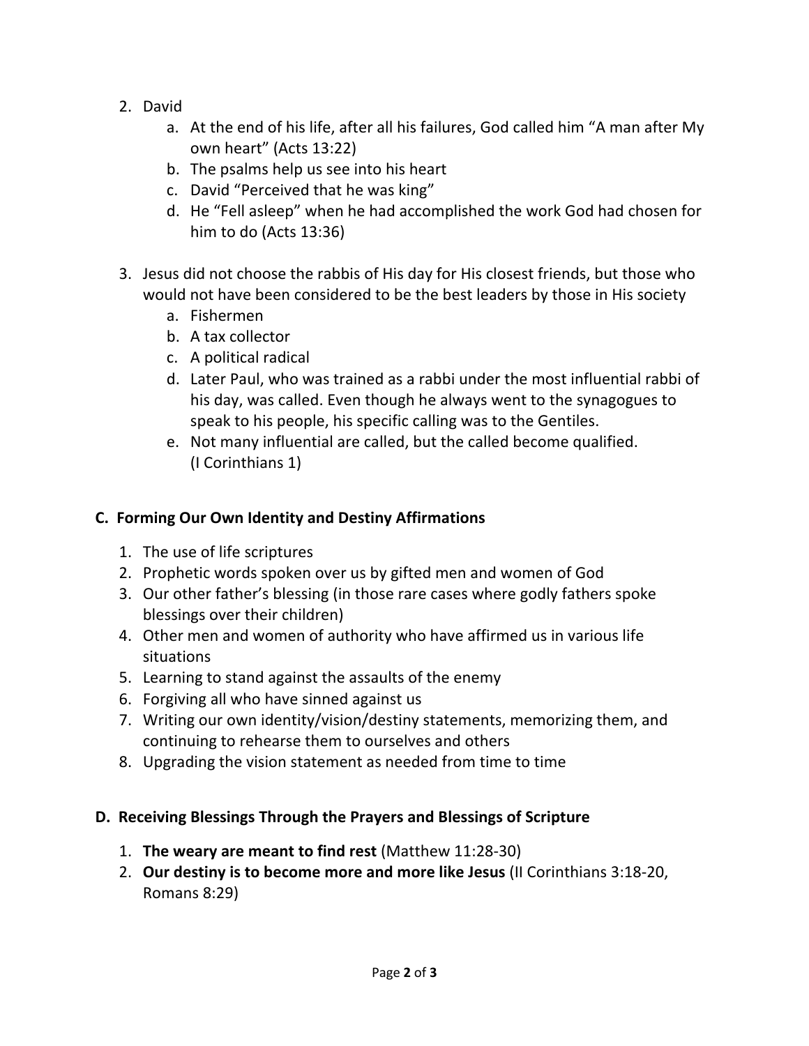2. David
    a. At the end of his life, after all his failures, God called him "A man after My own heart" (Acts 13:22)
    b. The psalms help us see into his heart
    c. David "Perceived that he was king"
    d. He "Fell asleep" when he had accomplished the work God had chosen for him to do (Acts 13:36)

3. Jesus did not choose the rabbis of His day for His closest friends, but those who would not have been considered to be the best leaders by those in His society
    a. Fishermen
    b. A tax collector
    c. A political radical
    d. Later Paul, who was trained as a rabbi under the most influential rabbi of his day, was called. Even though he always went to the synagogues to speak to his people, his specific calling was to the Gentiles.
    e. Not many influential are called, but the called become qualified. (I Corinthians 1)

### C. Forming Our Own Identity and Destiny Affirmations

1. The use of life scriptures
2. Prophetic words spoken over us by gifted men and women of God
3. Our other father's blessing (in those rare cases where godly fathers spoke blessings over their children)
4. Other men and women of authority who have affirmed us in various life situations
5. Learning to stand against the assaults of the enemy
6. Forgiving all who have sinned against us
7. Writing our own identity/vision/destiny statements, memorizing them, and continuing to rehearse them to ourselves and others
8. Upgrading the vision statement as needed from time to time

### D. Receiving Blessings Through the Prayers and Blessings of Scripture

1. **The weary are meant to find rest** (Matthew 11:28-30)
2. **Our destiny is to become more and more like Jesus** (II Corinthians 3:18-20, Romans 8:29)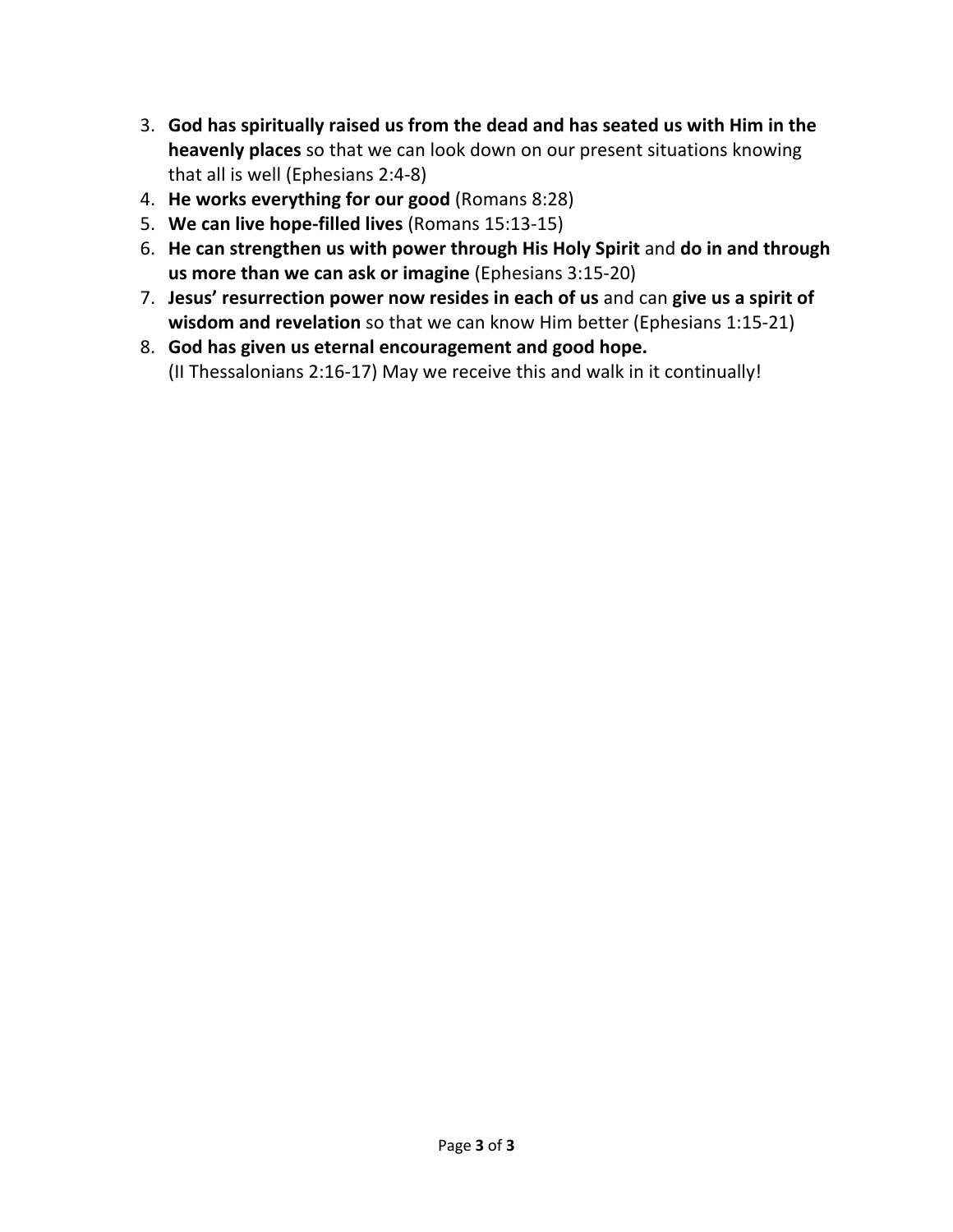3. **God has spiritually raised us from the dead and has seated us with Him in the heavenly places** so that we can look down on our present situations knowing that all is well (Ephesians 2:4-8)
4. **He works everything for our good** (Romans 8:28)
5. **We can live hope-filled lives** (Romans 15:13-15)
6. **He can strengthen us with power through His Holy Spirit** and **do in and through us more than we can ask or imagine** (Ephesians 3:15-20)
7. **Jesus' resurrection power now resides in each of us** and can **give us a spirit of wisdom and revelation** so that we can know Him better (Ephesians 1:15-21)
8. **God has given us eternal encouragement and good hope.** (II Thessalonians 2:16-17) May we receive this and walk in it continually!